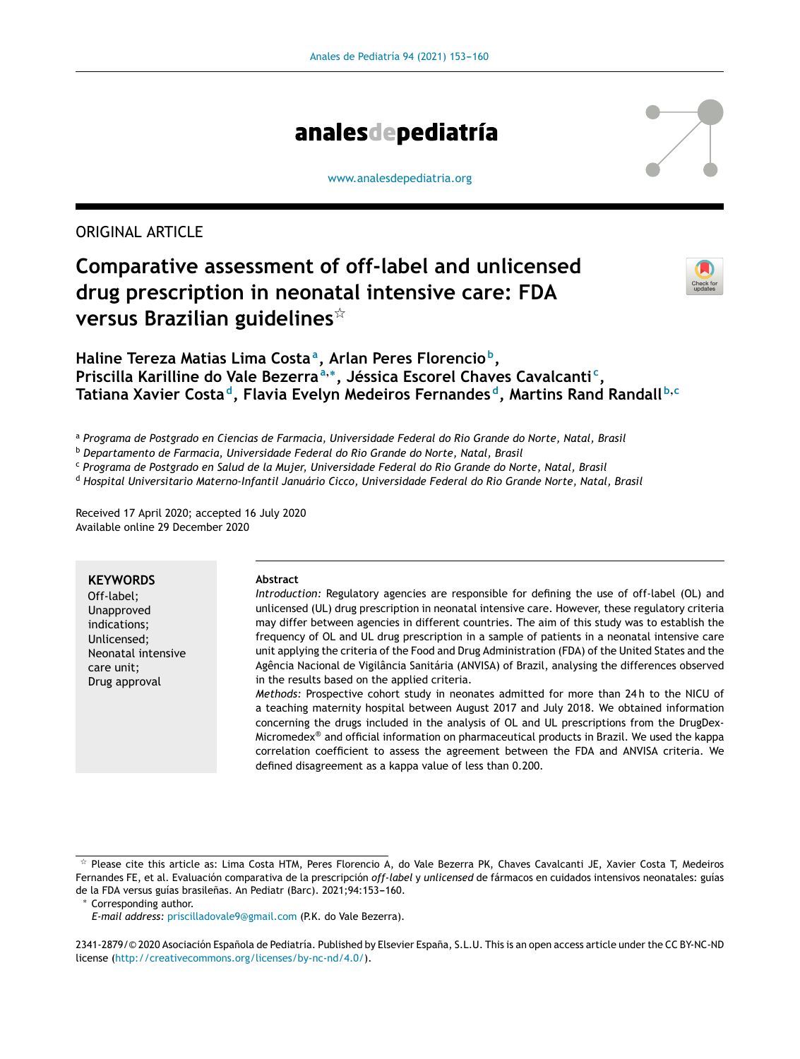ORIGINAL ARTICLE

# Comparative assessment of off-label and unlicensed drug prescription in neonatal intensive care: FDA versus Brazilian guidelines[☆]

**Haline Tereza Matias Lima Costa[a], Arlan Peres Florencio[b], Priscilla Karilline do Vale Bezerra[a,*], Jéssica Escorel Chaves Cavalcanti[c], Tatiana Xavier Costa[d], Flavia Evelyn Medeiros Fernandes[d], Martins Rand Randall[b,c]**

[a] *Programa de Postgrado en Ciencias de Farmacia, Universidade Federal do Rio Grande do Norte, Natal, Brasil*
[b] *Departamento de Farmacia, Universidade Federal do Rio Grande do Norte, Natal, Brasil*
[c] *Programa de Postgrado en Salud de la Mujer, Universidade Federal do Rio Grande do Norte, Natal, Brasil*
[d] *Hospital Universitario Materno-Infantil Januário Cicco, Universidade Federal do Rio Grande Norte, Natal, Brasil*

Received 17 April 2020; accepted 16 July 2020
Available online 29 December 2020

**KEYWORDS**
Off-label;
Unapproved indications;
Unlicensed;
Neonatal intensive care unit;
Drug approval

**Abstract**

*Introduction:* Regulatory agencies are responsible for defining the use of off-label (OL) and unlicensed (UL) drug prescription in neonatal intensive care. However, these regulatory criteria may differ between agencies in different countries. The aim of this study was to establish the frequency of OL and UL drug prescription in a sample of patients in a neonatal intensive care unit applying the criteria of the Food and Drug Administration (FDA) of the United States and the Agência Nacional de Vigilância Sanitária (ANVISA) of Brazil, analysing the differences observed in the results based on the applied criteria.

*Methods:* Prospective cohort study in neonates admitted for more than 24 h to the NICU of a teaching maternity hospital between August 2017 and July 2018. We obtained information concerning the drugs included in the analysis of OL and UL prescriptions from the DrugDex-Micromedex® and official information on pharmaceutical products in Brazil. We used the kappa correlation coefficient to assess the agreement between the FDA and ANVISA criteria. We defined disagreement as a kappa value of less than 0.200.

☆ Please cite this article as: Lima Costa HTM, Peres Florencio A, do Vale Bezerra PK, Chaves Cavalcanti JE, Xavier Costa T, Medeiros Fernandes FE, et al. Evaluación comparativa de la prescripción *off-label* y *unlicensed* de fármacos en cuidados intensivos neonatales: guías de la FDA versus guías brasileñas. An Pediatr (Barc). 2021;94:153–160.

* Corresponding author.
*E-mail address:* priscilladovale9@gmail.com (P.K. do Vale Bezerra).

2341-2879/© 2020 Asociación Española de Pediatría. Published by Elsevier España, S.L.U. This is an open access article under the CC BY-NC-ND license (http://creativecommons.org/licenses/by-nc-nd/4.0/).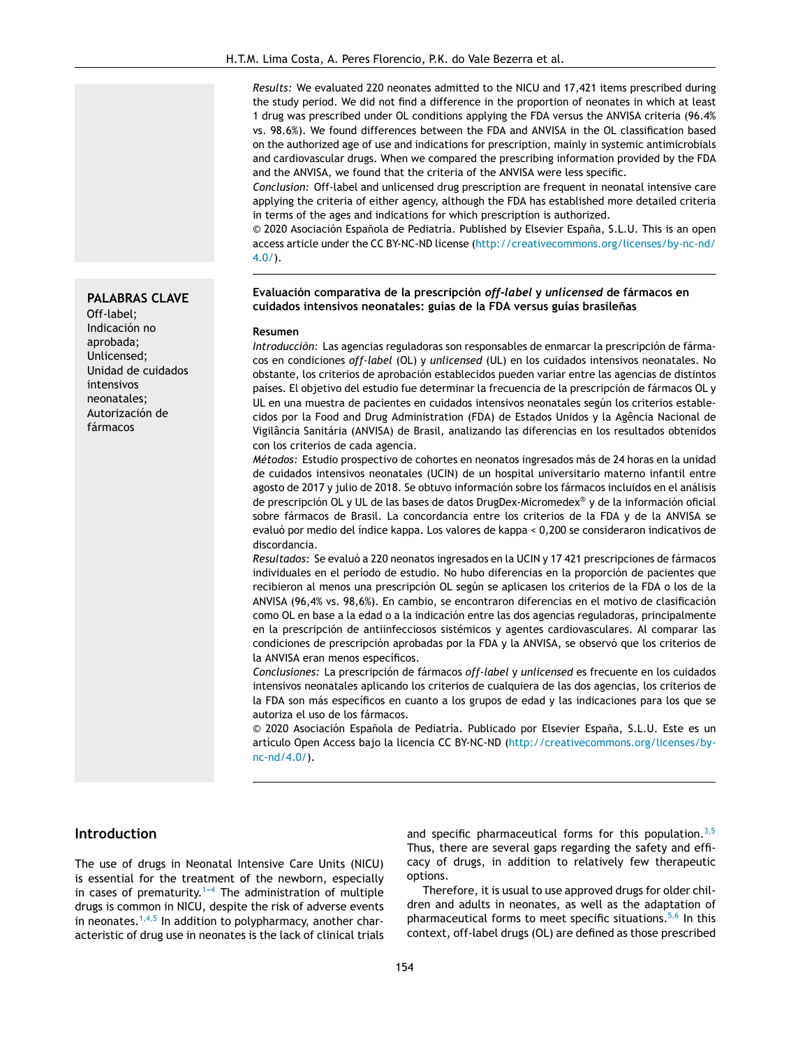*Results:* We evaluated 220 neonates admitted to the NICU and 17,421 items prescribed during the study period. We did not find a difference in the proportion of neonates in which at least 1 drug was prescribed under OL conditions applying the FDA versus the ANVISA criteria (96.4% vs. 98.6%). We found differences between the FDA and ANVISA in the OL classification based on the authorized age of use and indications for prescription, mainly in systemic antimicrobials and cardiovascular drugs. When we compared the prescribing information provided by the FDA and the ANVISA, we found that the criteria of the ANVISA were less specific.

*Conclusion:* Off-label and unlicensed drug prescription are frequent in neonatal intensive care applying the criteria of either agency, although the FDA has established more detailed criteria in terms of the ages and indications for which prescription is authorized.

© 2020 Asociación Española de Pediatría. Published by Elsevier España, S.L.U. This is an open access article under the CC BY-NC-ND license (http://creativecommons.org/licenses/by-nc-nd/4.0/).

**PALABRAS CLAVE**
Off-label;
Indicación no aprobada;
Unlicensed;
Unidad de cuidados intensivos neonatales;
Autorización de fármacos

**Evaluación comparativa de la prescripción *off-label* y *unlicensed* de fármacos en cuidados intensivos neonatales: guías de la FDA versus guías brasileñas**

**Resumen**

*Introducción:* Las agencias reguladoras son responsables de enmarcar la prescripción de fármacos en condiciones *off-label* (OL) y *unlicensed* (UL) en los cuidados intensivos neonatales. No obstante, los criterios de aprobación establecidos pueden variar entre las agencias de distintos países. El objetivo del estudio fue determinar la frecuencia de la prescripción de fármacos OL y UL en una muestra de pacientes en cuidados intensivos neonatales según los criterios establecidos por la Food and Drug Administration (FDA) de Estados Unidos y la Agência Nacional de Vigilância Sanitária (ANVISA) de Brasil, analizando las diferencias en los resultados obtenidos con los criterios de cada agencia.

*Métodos:* Estudio prospectivo de cohortes en neonatos ingresados más de 24 horas en la unidad de cuidados intensivos neonatales (UCIN) de un hospital universitario materno infantil entre agosto de 2017 y julio de 2018. Se obtuvo información sobre los fármacos incluidos en el análisis de prescripción OL y UL de las bases de datos DrugDex-Micromedex® y de la información oficial sobre fármacos de Brasil. La concordancia entre los criterios de la FDA y de la ANVISA se evaluó por medio del índice kappa. Los valores de kappa < 0,200 se consideraron indicativos de discordancia.

*Resultados:* Se evaluó a 220 neonatos ingresados en la UCIN y 17 421 prescripciones de fármacos individuales en el período de estudio. No hubo diferencias en la proporción de pacientes que recibieron al menos una prescripción OL según se aplicasen los criterios de la FDA o los de la ANVISA (96,4% vs. 98,6%). En cambio, se encontraron diferencias en el motivo de clasificación como OL en base a la edad o a la indicación entre las dos agencias reguladoras, principalmente en la prescripción de antiinfecciosos sistémicos y agentes cardiovasculares. Al comparar las condiciones de prescripción aprobadas por la FDA y la ANVISA, se observó que los criterios de la ANVISA eran menos específicos.

*Conclusiones:* La prescripción de fármacos *off-label* y *unlicensed* es frecuente en los cuidados intensivos neonatales aplicando los criterios de cualquiera de las dos agencias, los criterios de la FDA son más específicos en cuanto a los grupos de edad y las indicaciones para los que se autoriza el uso de los fármacos.

© 2020 Asociación Española de Pediatría. Publicado por Elsevier España, S.L.U. Este es un artículo Open Access bajo la licencia CC BY-NC-ND (http://creativecommons.org/licenses/by-nc-nd/4.0/).

## Introduction

The use of drugs in Neonatal Intensive Care Units (NICU) is essential for the treatment of the newborn, especially in cases of prematurity.[1–4] The administration of multiple drugs is common in NICU, despite the risk of adverse events in neonates.[1,4,5] In addition to polypharmacy, another characteristic of drug use in neonates is the lack of clinical trials and specific pharmaceutical forms for this population.[3,5] Thus, there are several gaps regarding the safety and efficacy of drugs, in addition to relatively few therapeutic options.

Therefore, it is usual to use approved drugs for older children and adults in neonates, as well as the adaptation of pharmaceutical forms to meet specific situations.[5,6] In this context, off-label drugs (OL) are defined as those prescribed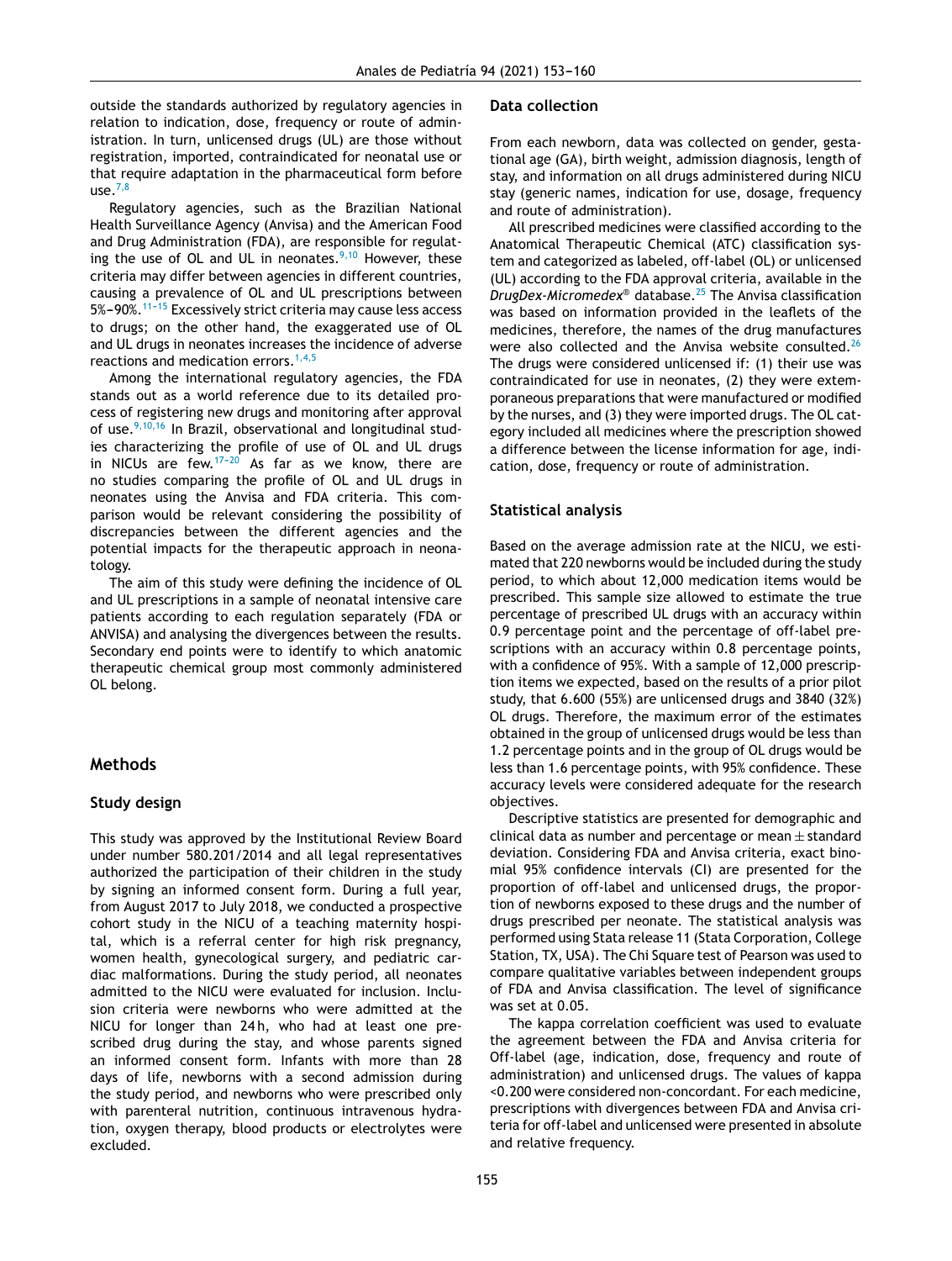outside the standards authorized by regulatory agencies in relation to indication, dose, frequency or route of administration. In turn, unlicensed drugs (UL) are those without registration, imported, contraindicated for neonatal use or that require adaptation in the pharmaceutical form before use.[7,8]

Regulatory agencies, such as the Brazilian National Health Surveillance Agency (Anvisa) and the American Food and Drug Administration (FDA), are responsible for regulating the use of OL and UL in neonates.[9,10] However, these criteria may differ between agencies in different countries, causing a prevalence of OL and UL prescriptions between 5%–90%.[11–15] Excessively strict criteria may cause less access to drugs; on the other hand, the exaggerated use of OL and UL drugs in neonates increases the incidence of adverse reactions and medication errors.[1,4,5]

Among the international regulatory agencies, the FDA stands out as a world reference due to its detailed process of registering new drugs and monitoring after approval of use.[9,10,16] In Brazil, observational and longitudinal studies characterizing the profile of use of OL and UL drugs in NICUs are few.[17–20] As far as we know, there are no studies comparing the profile of OL and UL drugs in neonates using the Anvisa and FDA criteria. This comparison would be relevant considering the possibility of discrepancies between the different agencies and the potential impacts for the therapeutic approach in neonatology.

The aim of this study were defining the incidence of OL and UL prescriptions in a sample of neonatal intensive care patients according to each regulation separately (FDA or ANVISA) and analysing the divergences between the results. Secondary end points were to identify to which anatomic therapeutic chemical group most commonly administered OL belong.

## Methods

### Study design

This study was approved by the Institutional Review Board under number 580.201/2014 and all legal representatives authorized the participation of their children in the study by signing an informed consent form. During a full year, from August 2017 to July 2018, we conducted a prospective cohort study in the NICU of a teaching maternity hospital, which is a referral center for high risk pregnancy, women health, gynecological surgery, and pediatric cardiac malformations. During the study period, all neonates admitted to the NICU were evaluated for inclusion. Inclusion criteria were newborns who were admitted at the NICU for longer than 24 h, who had at least one prescribed drug during the stay, and whose parents signed an informed consent form. Infants with more than 28 days of life, newborns with a second admission during the study period, and newborns who were prescribed only with parenteral nutrition, continuous intravenous hydration, oxygen therapy, blood products or electrolytes were excluded.

### Data collection

From each newborn, data was collected on gender, gestational age (GA), birth weight, admission diagnosis, length of stay, and information on all drugs administered during NICU stay (generic names, indication for use, dosage, frequency and route of administration).

All prescribed medicines were classified according to the Anatomical Therapeutic Chemical (ATC) classification system and categorized as labeled, off-label (OL) or unlicensed (UL) according to the FDA approval criteria, available in the *DrugDex-Micromedex*® database.[25] The Anvisa classification was based on information provided in the leaflets of the medicines, therefore, the names of the drug manufactures were also collected and the Anvisa website consulted.[26] The drugs were considered unlicensed if: (1) their use was contraindicated for use in neonates, (2) they were extemporaneous preparations that were manufactured or modified by the nurses, and (3) they were imported drugs. The OL category included all medicines where the prescription showed a difference between the license information for age, indication, dose, frequency or route of administration.

### Statistical analysis

Based on the average admission rate at the NICU, we estimated that 220 newborns would be included during the study period, to which about 12,000 medication items would be prescribed. This sample size allowed to estimate the true percentage of prescribed UL drugs with an accuracy within 0.9 percentage point and the percentage of off-label prescriptions with an accuracy within 0.8 percentage points, with a confidence of 95%. With a sample of 12,000 prescription items we expected, based on the results of a prior pilot study, that 6.600 (55%) are unlicensed drugs and 3840 (32%) OL drugs. Therefore, the maximum error of the estimates obtained in the group of unlicensed drugs would be less than 1.2 percentage points and in the group of OL drugs would be less than 1.6 percentage points, with 95% confidence. These accuracy levels were considered adequate for the research objectives.

Descriptive statistics are presented for demographic and clinical data as number and percentage or mean ± standard deviation. Considering FDA and Anvisa criteria, exact binomial 95% confidence intervals (CI) are presented for the proportion of off-label and unlicensed drugs, the proportion of newborns exposed to these drugs and the number of drugs prescribed per neonate. The statistical analysis was performed using Stata release 11 (Stata Corporation, College Station, TX, USA). The Chi Square test of Pearson was used to compare qualitative variables between independent groups of FDA and Anvisa classification. The level of significance was set at 0.05.

The kappa correlation coefficient was used to evaluate the agreement between the FDA and Anvisa criteria for Off-label (age, indication, dose, frequency and route of administration) and unlicensed drugs. The values of kappa <0.200 were considered non-concordant. For each medicine, prescriptions with divergences between FDA and Anvisa criteria for off-label and unlicensed were presented in absolute and relative frequency.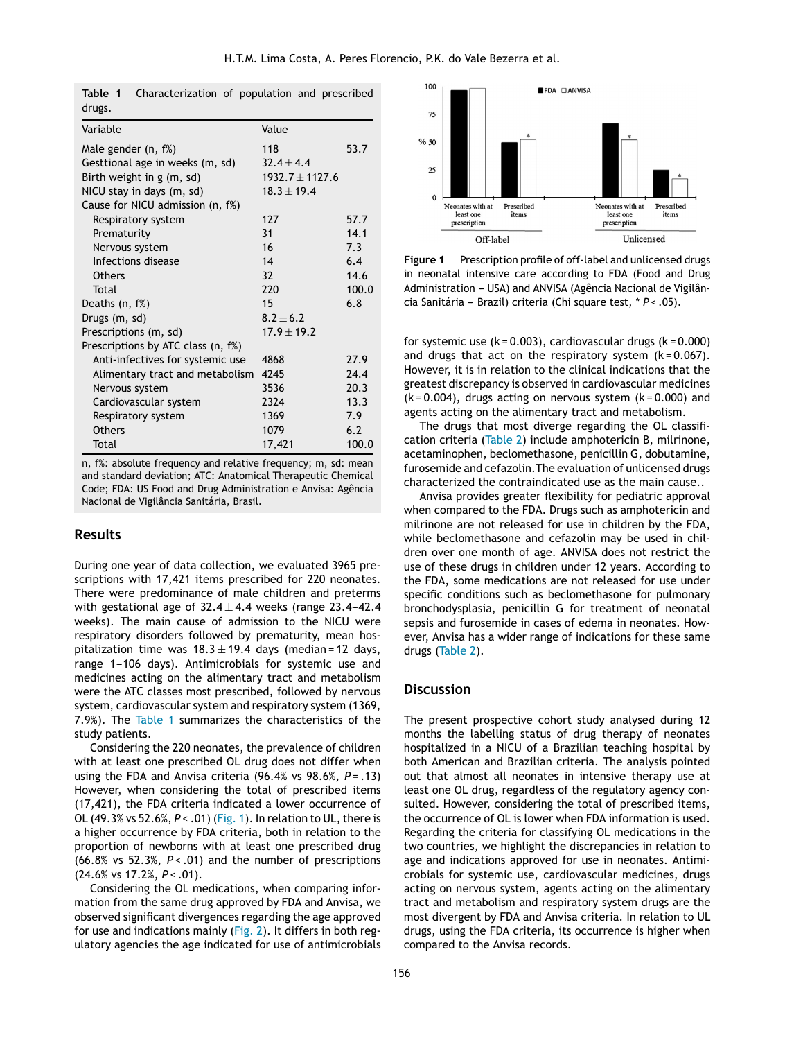**Table 1** Characterization of population and prescribed drugs.

| Variable | Value | |
|---|---|---|
| Male gender (n, f%) | 118 | 53.7 |
| Gesttional age in weeks (m, sd) | 32.4 ± 4.4 | |
| Birth weight in g (m, sd) | 1932.7 ± 1127.6 | |
| NICU stay in days (m, sd) | 18.3 ± 19.4 | |
| Cause for NICU admission (n, f%) | | |
| Respiratory system | 127 | 57.7 |
| Prematurity | 31 | 14.1 |
| Nervous system | 16 | 7.3 |
| Infections disease | 14 | 6.4 |
| Others | 32 | 14.6 |
| Total | 220 | 100.0 |
| Deaths (n, f%) | 15 | 6.8 |
| Drugs (m, sd) | 8.2 ± 6.2 | |
| Prescriptions (m, sd) | 17.9 ± 19.2 | |
| Prescriptions by ATC class (n, f%) | | |
| Anti-infectives for systemic use | 4868 | 27.9 |
| Alimentary tract and metabolism | 4245 | 24.4 |
| Nervous system | 3536 | 20.3 |
| Cardiovascular system | 2324 | 13.3 |
| Respiratory system | 1369 | 7.9 |
| Others | 1079 | 6.2 |
| Total | 17,421 | 100.0 |

n, f%: absolute frequency and relative frequency; m, sd: mean and standard deviation; ATC: Anatomical Therapeutic Chemical Code; FDA: US Food and Drug Administration e Anvisa: Agência Nacional de Vigilância Sanitária, Brasil.

## Results

During one year of data collection, we evaluated 3965 prescriptions with 17,421 items prescribed for 220 neonates. There were predominance of male children and preterms with gestational age of 32.4 ± 4.4 weeks (range 23.4–42.4 weeks). The main cause of admission to the NICU were respiratory disorders followed by prematurity, mean hospitalization time was 18.3 ± 19.4 days (median = 12 days, range 1–106 days). Antimicrobials for systemic use and medicines acting on the alimentary tract and metabolism were the ATC classes most prescribed, followed by nervous system, cardiovascular system and respiratory system (1369, 7.9%). The Table 1 summarizes the characteristics of the study patients.

Considering the 220 neonates, the prevalence of children with at least one prescribed OL drug does not differ when using the FDA and Anvisa criteria (96.4% vs 98.6%, $P = .13$) However, when considering the total of prescribed items (17,421), the FDA criteria indicated a lower occurrence of OL (49.3% vs 52.6%, $P < .01$) (Fig. 1). In relation to UL, there is a higher occurrence by FDA criteria, both in relation to the proportion of newborns with at least one prescribed drug (66.8% vs 52.3%, $P < .01$) and the number of prescriptions (24.6% vs 17.2%, $P < .01$).

Considering the OL medications, when comparing information from the same drug approved by FDA and Anvisa, we observed significant divergences regarding the age approved for use and indications mainly (Fig. 2). It differs in both regulatory agencies the age indicated for use of antimicrobials for systemic use (k = 0.003), cardiovascular drugs (k = 0.000) and drugs that act on the respiratory system (k = 0.067). However, it is in relation to the clinical indications that the greatest discrepancy is observed in cardiovascular medicines (k = 0.004), drugs acting on nervous system (k = 0.000) and agents acting on the alimentary tract and metabolism.

**Figure 1** Prescription profile of off-label and unlicensed drugs in neonatal intensive care according to FDA (Food and Drug Administration – USA) and ANVISA (Agência Nacional de Vigilância Sanitária – Brazil) criteria (Chi square test, * $P < .05$).

The drugs that most diverge regarding the OL classification criteria (Table 2) include amphotericin B, milrinone, acetaminophen, beclomethasone, penicillin G, dobutamine, furosemide and cefazolin. The evaluation of unlicensed drugs characterized the contraindicated use as the main cause..

Anvisa provides greater flexibility for pediatric approval when compared to the FDA. Drugs such as amphotericin and milrinone are not released for use in children by the FDA, while beclomethasone and cefazolin may be used in children over one month of age. ANVISA does not restrict the use of these drugs in children under 12 years. According to the FDA, some medications are not released for use under specific conditions such as beclomethasone for pulmonary bronchodysplasia, penicillin G for treatment of neonatal sepsis and furosemide in cases of edema in neonates. However, Anvisa has a wider range of indications for these same drugs (Table 2).

## Discussion

The present prospective cohort study analysed during 12 months the labelling status of drug therapy of neonates hospitalized in a NICU of a Brazilian teaching hospital by both American and Brazilian criteria. The analysis pointed out that almost all neonates in intensive therapy use at least one OL drug, regardless of the regulatory agency consulted. However, considering the total of prescribed items, the occurrence of OL is lower when FDA information is used. Regarding the criteria for classifying OL medications in the two countries, we highlight the discrepancies in relation to age and indications approved for use in neonates. Antimicrobials for systemic use, cardiovascular medicines, drugs acting on nervous system, agents acting on the alimentary tract and metabolism and respiratory system drugs are the most divergent by FDA and Anvisa criteria. In relation to UL drugs, using the FDA criteria, its occurrence is higher when compared to the Anvisa records.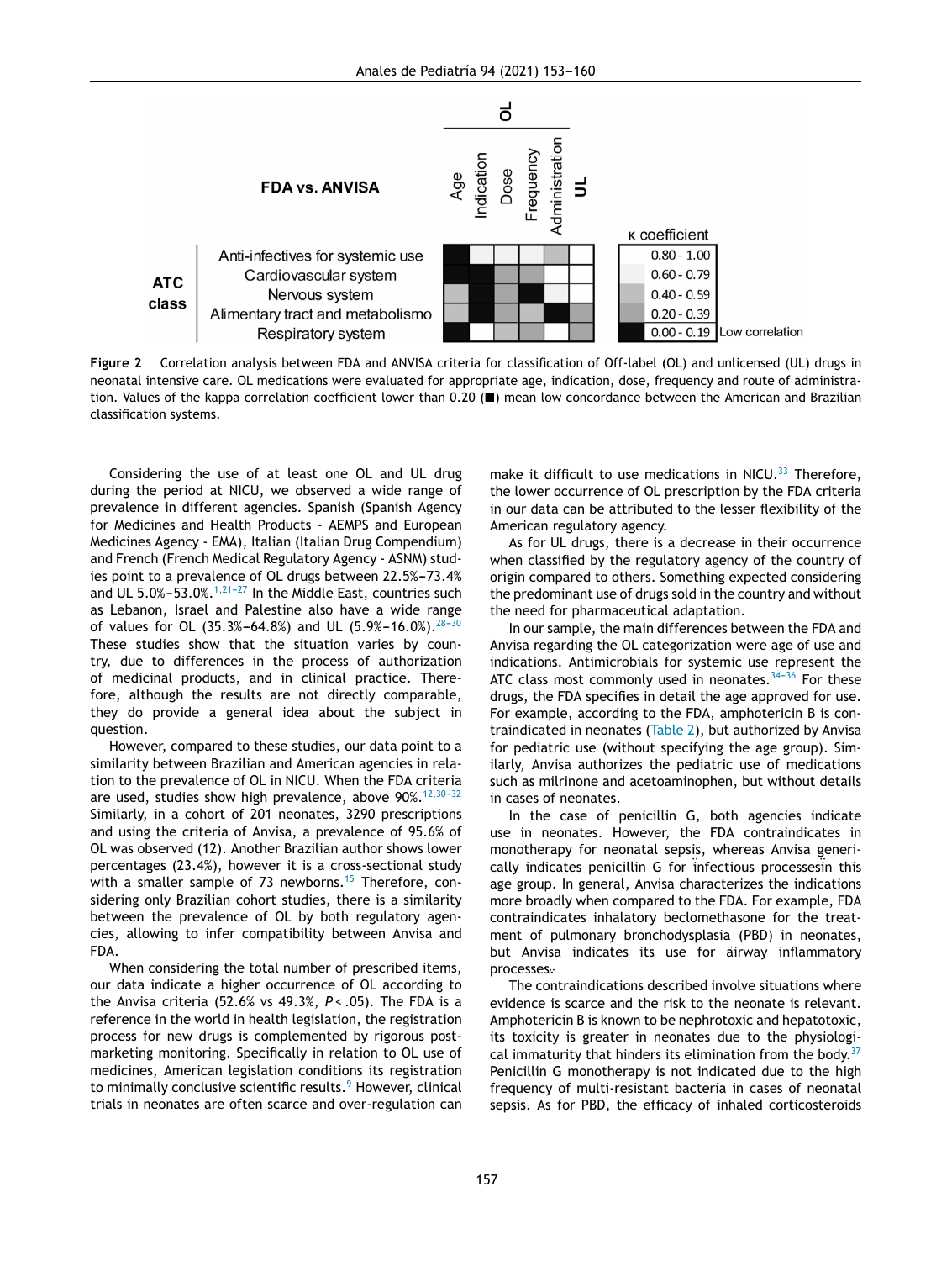**Figure 2** Correlation analysis between FDA and ANVISA criteria for classification of Off-label (OL) and unlicensed (UL) drugs in neonatal intensive care. OL medications were evaluated for appropriate age, indication, dose, frequency and route of administration. Values of the kappa correlation coefficient lower than 0.20 (■) mean low concordance between the American and Brazilian classification systems.

Considering the use of at least one OL and UL drug during the period at NICU, we observed a wide range of prevalence in different agencies. Spanish (Spanish Agency for Medicines and Health Products - AEMPS and European Medicines Agency - EMA), Italian (Italian Drug Compendium) and French (French Medical Regulatory Agency - ASNM) studies point to a prevalence of OL drugs between 22.5%–73.4% and UL 5.0%–53.0%.[1,21–27] In the Middle East, countries such as Lebanon, Israel and Palestine also have a wide range of values for OL (35.3%–64.8%) and UL (5.9%–16.0%).[28–30] These studies show that the situation varies by country, due to differences in the process of authorization of medicinal products, and in clinical practice. Therefore, although the results are not directly comparable, they do provide a general idea about the subject in question.

However, compared to these studies, our data point to a similarity between Brazilian and American agencies in relation to the prevalence of OL in NICU. When the FDA criteria are used, studies show high prevalence, above 90%.[12,30–32] Similarly, in a cohort of 201 neonates, 3290 prescriptions and using the criteria of Anvisa, a prevalence of 95.6% of OL was observed (12). Another Brazilian author shows lower percentages (23.4%), however it is a cross-sectional study with a smaller sample of 73 newborns.[15] Therefore, considering only Brazilian cohort studies, there is a similarity between the prevalence of OL by both regulatory agencies, allowing to infer compatibility between Anvisa and FDA.

When considering the total number of prescribed items, our data indicate a higher occurrence of OL according to the Anvisa criteria (52.6% vs 49.3%, $P < .05$). The FDA is a reference in the world in health legislation, the registration process for new drugs is complemented by rigorous post-marketing monitoring. Specifically in relation to OL use of medicines, American legislation conditions its registration to minimally conclusive scientific results.[9] However, clinical trials in neonates are often scarce and over-regulation can make it difficult to use medications in NICU.[33] Therefore, the lower occurrence of OL prescription by the FDA criteria in our data can be attributed to the lesser flexibility of the American regulatory agency.

As for UL drugs, there is a decrease in their occurrence when classified by the regulatory agency of the country of origin compared to others. Something expected considering the predominant use of drugs sold in the country and without the need for pharmaceutical adaptation.

In our sample, the main differences between the FDA and Anvisa regarding the OL categorization were age of use and indications. Antimicrobials for systemic use represent the ATC class most commonly used in neonates.[34–36] For these drugs, the FDA specifies in detail the age approved for use. For example, according to the FDA, amphotericin B is contraindicated in neonates (Table 2), but authorized by Anvisa for pediatric use (without specifying the age group). Similarly, Anvisa authorizes the pediatric use of medications such as milrinone and acetoaminophen, but without details in cases of neonates.

In the case of penicillin G, both agencies indicate use in neonates. However, the FDA contraindicates in monotherapy for neonatal sepsis, whereas Anvisa generically indicates penicillin G for infectious processesin this age group. In general, Anvisa characterizes the indications more broadly when compared to the FDA. For example, FDA contraindicates inhalatory beclomethasone for the treatment of pulmonary bronchodysplasia (PBD) in neonates, but Anvisa indicates its use for äirway inflammatory processes.

The contraindications described involve situations where evidence is scarce and the risk to the neonate is relevant. Amphotericin B is known to be nephrotoxic and hepatotoxic, its toxicity is greater in neonates due to the physiological immaturity that hinders its elimination from the body.[37] Penicillin G monotherapy is not indicated due to the high frequency of multi-resistant bacteria in cases of neonatal sepsis. As for PBD, the efficacy of inhaled corticosteroids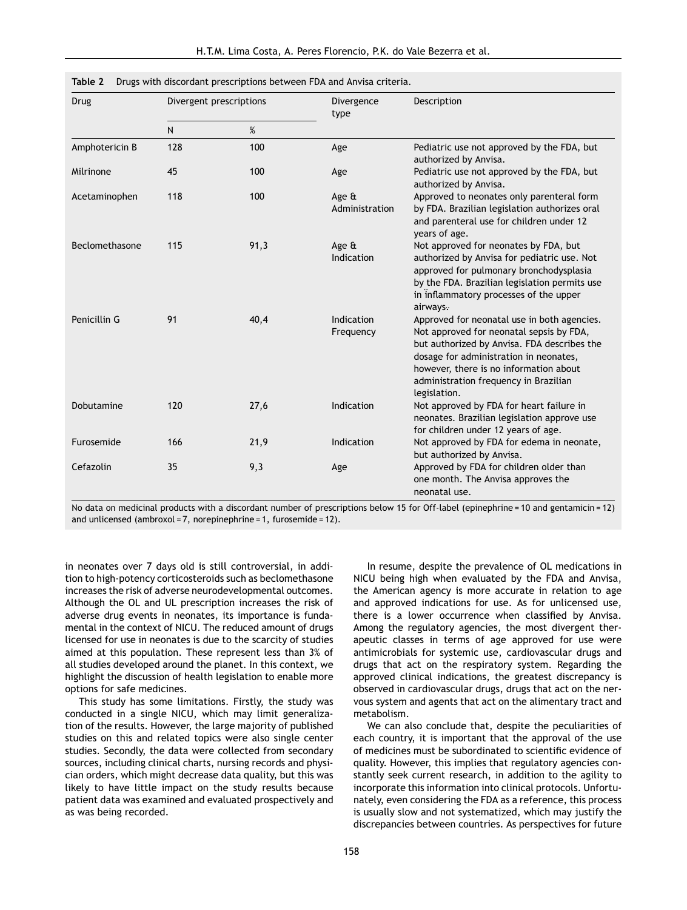**Table 2** Drugs with discordant prescriptions between FDA and Anvisa criteria.

| Drug | Divergent prescriptions | | Divergence type | Description |
|---|---|---|---|---|
| | N | % | | |
| Amphotericin B | 128 | 100 | Age | Pediatric use not approved by the FDA, but authorized by Anvisa. |
| Milrinone | 45 | 100 | Age | Pediatric use not approved by the FDA, but authorized by Anvisa. |
| Acetaminophen | 118 | 100 | Age & Administration | Approved to neonates only parenteral form by FDA. Brazilian legislation authorizes oral and parenteral use for children under 12 years of age. |
| Beclomethasone | 115 | 91,3 | Age & Indication | Not approved for neonates by FDA, but authorized by Anvisa for pediatric use. Not approved for pulmonary bronchodysplasia by the FDA. Brazilian legislation permits use in inflammatory processes of the upper airways. |
| Penicillin G | 91 | 40,4 | Indication Frequency | Approved for neonatal use in both agencies. Not approved for neonatal sepsis by FDA, but authorized by Anvisa. FDA describes the dosage for administration in neonates, however, there is no information about administration frequency in Brazilian legislation. |
| Dobutamine | 120 | 27,6 | Indication | Not approved by FDA for heart failure in neonates. Brazilian legislation approve use for children under 12 years of age. |
| Furosemide | 166 | 21,9 | Indication | Not approved by FDA for edema in neonate, but authorized by Anvisa. |
| Cefazolin | 35 | 9,3 | Age | Approved by FDA for children older than one month. The Anvisa approves the neonatal use. |

No data on medicinal products with a discordant number of prescriptions below 15 for Off-label (epinephrine = 10 and gentamicin = 12) and unlicensed (ambroxol = 7, norepinephrine = 1, furosemide = 12).

in neonates over 7 days old is still controversial, in addition to high-potency corticosteroids such as beclomethasone increases the risk of adverse neurodevelopmental outcomes. Although the OL and UL prescription increases the risk of adverse drug events in neonates, its importance is fundamental in the context of NICU. The reduced amount of drugs licensed for use in neonates is due to the scarcity of studies aimed at this population. These represent less than 3% of all studies developed around the planet. In this context, we highlight the discussion of health legislation to enable more options for safe medicines.

This study has some limitations. Firstly, the study was conducted in a single NICU, which may limit generalization of the results. However, the large majority of published studies on this and related topics were also single center studies. Secondly, the data were collected from secondary sources, including clinical charts, nursing records and physician orders, which might decrease data quality, but this was likely to have little impact on the study results because patient data was examined and evaluated prospectively and as was being recorded.

In resume, despite the prevalence of OL medications in NICU being high when evaluated by the FDA and Anvisa, the American agency is more accurate in relation to age and approved indications for use. As for unlicensed use, there is a lower occurrence when classified by Anvisa. Among the regulatory agencies, the most divergent therapeutic classes in terms of age approved for use were antimicrobials for systemic use, cardiovascular drugs and drugs that act on the respiratory system. Regarding the approved clinical indications, the greatest discrepancy is observed in cardiovascular drugs, drugs that act on the nervous system and agents that act on the alimentary tract and metabolism.

We can also conclude that, despite the peculiarities of each country, it is important that the approval of the use of medicines must be subordinated to scientific evidence of quality. However, this implies that regulatory agencies constantly seek current research, in addition to the agility to incorporate this information into clinical protocols. Unfortunately, even considering the FDA as a reference, this process is usually slow and not systematized, which may justify the discrepancies between countries. As perspectives for future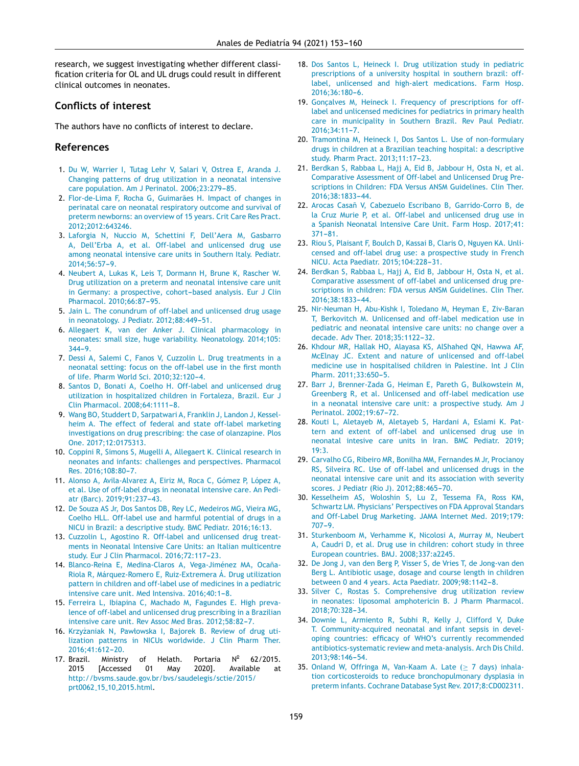research, we suggest investigating whether different classification criteria for OL and UL drugs could result in different clinical outcomes in neonates.

## Conflicts of interest

The authors have no conflicts of interest to declare.

## References

1. Du W, Warrier I, Tutag Lehr V, Salari V, Ostrea E, Aranda J. Changing patterns of drug utilization in a neonatal intensive care population. Am J Perinatol. 2006;23:279–85.
2. Flor-de-Lima F, Rocha G, Guimarães H. Impact of changes in perinatal care on neonatal respiratory outcome and survival of preterm newborns: an overview of 15 years. Crit Care Res Pract. 2012;2012:643246.
3. Laforgia N, Nuccio M, Schettini F, Dell'Aera M, Gasbarro A, Dell'Erba A, et al. Off-label and unlicensed drug use among neonatal intensive care units in Southern Italy. Pediatr. 2014;56:57–9.
4. Neubert A, Lukas K, Leis T, Dormann H, Brune K, Rascher W. Drug utilization on a preterm and neonatal intensive care unit in Germany: a prospective, cohort-based analysis. Eur J Clin Pharmacol. 2010;66:87–95.
5. Jain L. The conundrum of off-label and unlicensed drug usage in neonatology. J Pediatr. 2012;88:449–51.
6. Allegaert K, van der Anker J. Clinical pharmacology in neonates: small size, huge variability. Neonatology. 2014;105: 344–9.
7. Dessi A, Salemi C, Fanos V, Cuzzolin L. Drug treatments in a neonatal setting: focus on the off-label use in the first month of life. Pharm World Sci. 2010;32:120–4.
8. Santos D, Bonati A, Coelho H. Off-label and unlicensed drug utilization in hospitalized children in Fortaleza, Brazil. Eur J Clin Pharmacol. 2008;64:1111–8.
9. Wang BO, Studdert D, Sarpatwari A, Franklin J, Landon J, Kesselheim A. The effect of federal and state off-label marketing investigations on drug prescribing: the case of olanzapine. Plos One. 2017;12:0175313.
10. Coppini R, Simons S, Mugelli A, Allegaert K. Clinical research in neonates and infants: challenges and perspectives. Pharmacol Res. 2016;108:80–7.
11. Alonso A, Avila-Alvarez A, Eiriz M, Roca C, Gómez P, López A, et al. Use of off-label drugs in neonatal intensive care. An Pediatr (Barc). 2019;91:237–43.
12. De Souza AS Jr, Dos Santos DB, Rey LC, Medeiros MG, Vieira MG, Coelho HLL. Off-label use and harmful potential of drugs in a NICU in Brazil: a descriptive study. BMC Pediatr. 2016;16:13.
13. Cuzzolin L, Agostino R. Off-label and unlicensed drug treatments in Neonatal Intensive Care Units: an Italian multicentre study. Eur J Clin Pharmacol. 2016;72:117–23.
14. Blanco-Reina E, Medina-Claros A, Vega-Jiménez MA, Ocaña-Riola R, Márquez-Romero E, Ruiz-Extremera Á. Drug utilization pattern in children and off-label use of medicines in a pediatric intensive care unit. Med Intensiva. 2016;40:1–8.
15. Ferreira L, Ibiapina C, Machado M, Fagundes E. High prevalence of off-label and unlicensed drug prescribing in a Brazilian intensive care unit. Rev Assoc Med Bras. 2012;58:82–7.
16. Krzyżaniak N, Pawlowska I, Bajorek B. Review of drug utilization patterns in NICUs worldwide. J Clin Pharm Ther. 2016;41:612–20.
17. Brazil. Ministry of Helath. Portaria Nº 62/2015. 2015 [Accessed 01 May 2020]. Available at http://bvsms.saude.gov.br/bvs/saudelegis/sctie/2015/prt0062_15_10_2015.html.
18. Dos Santos L, Heineck I. Drug utilization study in pediatric prescriptions of a university hospital in southern brazil: off-label, unlicensed and high-alert medications. Farm Hosp. 2016;36:180–6.
19. Gonçalves M, Heineck I. Frequency of prescriptions for off-label and unlicensed medicines for pediatrics in primary health care in municipality in Southern Brazil. Rev Paul Pediatr. 2016;34:11–7.
20. Tramontina M, Heineck I, Dos Santos L. Use of non-formulary drugs in children at a Brazilian teaching hospital: a descriptive study. Pharm Pract. 2013;11:17–23.
21. Berdkan S, Rabbaa L, Hajj A, Eid B, Jabbour H, Osta N, et al. Comparative Assessment of Off-label and Unlicensed Drug Prescriptions in Children: FDA Versus ANSM Guidelines. Clin Ther. 2016;38:1833–44.
22. Arocas Casañ V, Cabezuelo Escribano B, Garrido-Corro B, de la Cruz Murie P, et al. Off-label and unlicensed drug use in a Spanish Neonatal Intensive Care Unit. Farm Hosp. 2017;41: 371–81.
23. Riou S, Plaisant F, Boulch D, Kassai B, Claris O, Nguyen KA. Unlicensed and off-label drug use: a prospective study in French NICU. Acta Paediatr. 2015;104:228–31.
24. Berdkan S, Rabbaa L, Hajj A, Eid B, Jabbour H, Osta N, et al. Comparative assessment of off-label and unlicensed drug prescriptions in children: FDA versus ANSM Guidelines. Clin Ther. 2016;38:1833–44.
25. Nir-Neuman H, Abu-Kishk I, Toledano M, Heyman E, Ziv-Baran T, Berkovitch M. Unlicensed and off-label medication use in pediatric and neonatal intensive care units: no change over a decade. Adv Ther. 2018;35:1122–32.
26. Khdour MR, Hallak HO, Alayasa KS, AlShahed QN, Hawwa AF, McElnay JC. Extent and nature of unlicensed and off-label medicine use in hospitalised children in Palestine. Int J Clin Pharm. 2011;33:650–5.
27. Barr J, Brenner-Zada G, Heiman E, Pareth G, Bulkowstein M, Greenberg R, et al. Unlicensed and off-label medication use in a neonatal intensive care unit: a prospective study. Am J Perinatol. 2002;19:67–72.
28. Kouti L, Aletayeb M, Aletayeb S, Hardani A, Eslami K. Pattern and extent of off-label and unlicensed drug use in neonatal intesive care units in Iran. BMC Pediatr. 2019; 19:3.
29. Carvalho CG, Ribeiro MR, Bonilha MM, Fernandes M Jr, Procianoy RS, Silveira RC. Use of off-label and unlicensed drugs in the neonatal intensive care unit and its association with severity scores. J Pediatr (Rio J). 2012;88:465–70.
30. Kesselheim AS, Woloshin S, Lu Z, Tessema FA, Ross KM, Schwartz LM. Physicians' Perspectives on FDA Approval Standars and Off-Label Drug Marketing. JAMA Internet Med. 2019;179: 707–9.
31. Sturkenboom M, Verhamme K, Nicolosi A, Murray M, Neubert A, Caudri D, et al. Drug use in children: cohort study in three European countries. BMJ. 2008;337:a2245.
32. De Jong J, van den Berg P, Visser S, de Vries T, de Jong-van den Berg L. Antibiotic usage, dosage and course length in children between 0 and 4 years. Acta Paediatr. 2009;98:1142–8.
33. Silver C, Rostas S. Comprehensive drug utilization review in neonates: liposomal amphotericin B. J Pharm Pharmacol. 2018;70:328–34.
34. Downie L, Armiento R, Subhi R, Kelly J, Clifford V, Duke T. Community-acquired neonatal and infant sepsis in developing countries: efficacy of WHO's currently recommended antibiotics-systematic review and meta-analysis. Arch Dis Child. 2013;98:146–54.
35. Onland W, Offringa M, Van-Kaam A. Late ($\geq$ 7 days) inhalation corticosteroids to reduce bronchopulmonary dysplasia in preterm infants. Cochrane Database Syst Rev. 2017;8:CD002311.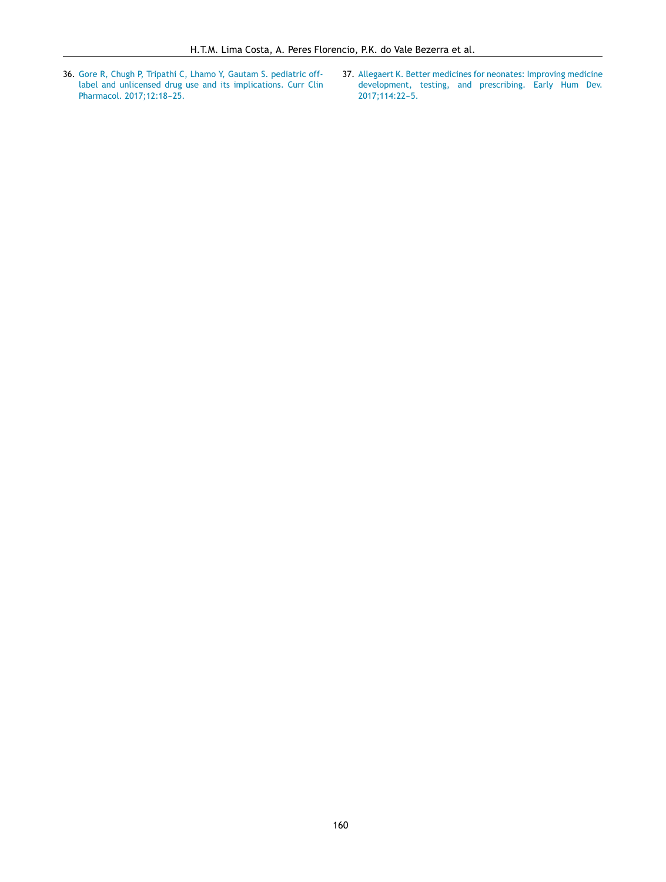36. Gore R, Chugh P, Tripathi C, Lhamo Y, Gautam S. pediatric off-label and unlicensed drug use and its implications. Curr Clin Pharmacol. 2017;12:18–25.
37. Allegaert K. Better medicines for neonates: Improving medicine development, testing, and prescribing. Early Hum Dev. 2017;114:22–5.